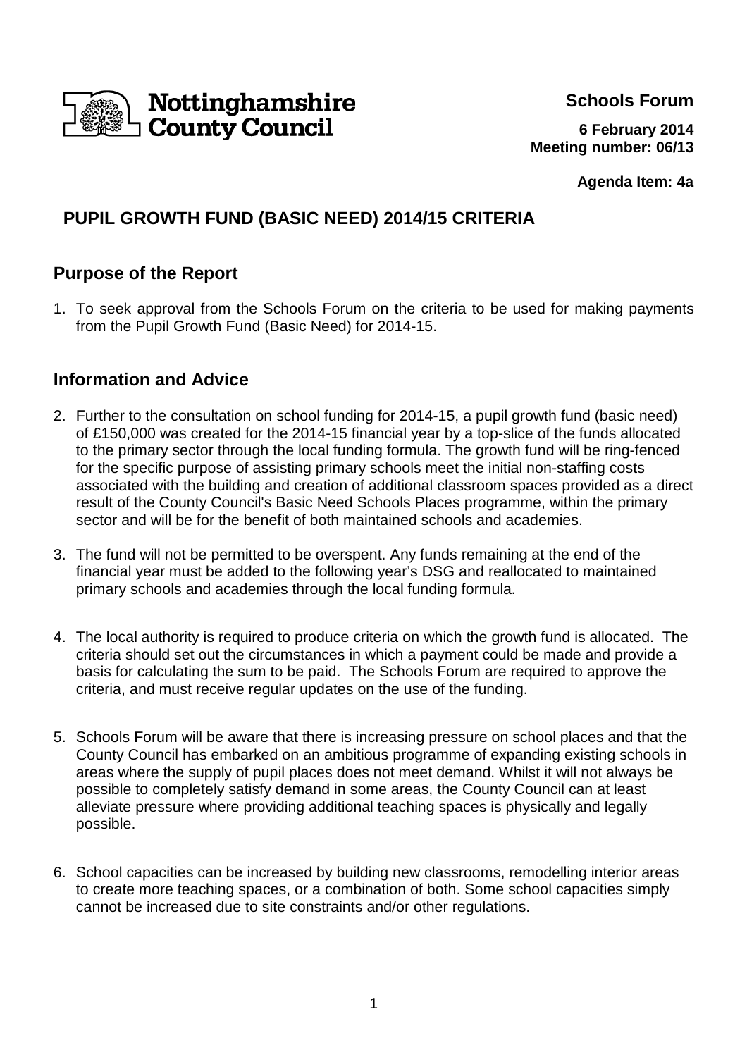Nottinghamshire County Council

**Schools Forum**

**6 February 2014**
**Meeting number: 06/13**

**Agenda Item: 4a**

# PUPIL GROWTH FUND (BASIC NEED) 2014/15 CRITERIA

## Purpose of the Report

1. To seek approval from the Schools Forum on the criteria to be used for making payments from the Pupil Growth Fund (Basic Need) for 2014-15.

## Information and Advice

2. Further to the consultation on school funding for 2014-15, a pupil growth fund (basic need) of £150,000 was created for the 2014-15 financial year by a top-slice of the funds allocated to the primary sector through the local funding formula. The growth fund will be ring-fenced for the specific purpose of assisting primary schools meet the initial non-staffing costs associated with the building and creation of additional classroom spaces provided as a direct result of the County Council's Basic Need Schools Places programme, within the primary sector and will be for the benefit of both maintained schools and academies.

3. The fund will not be permitted to be overspent. Any funds remaining at the end of the financial year must be added to the following year's DSG and reallocated to maintained primary schools and academies through the local funding formula.

4. The local authority is required to produce criteria on which the growth fund is allocated. The criteria should set out the circumstances in which a payment could be made and provide a basis for calculating the sum to be paid. The Schools Forum are required to approve the criteria, and must receive regular updates on the use of the funding.

5. Schools Forum will be aware that there is increasing pressure on school places and that the County Council has embarked on an ambitious programme of expanding existing schools in areas where the supply of pupil places does not meet demand. Whilst it will not always be possible to completely satisfy demand in some areas, the County Council can at least alleviate pressure where providing additional teaching spaces is physically and legally possible.

6. School capacities can be increased by building new classrooms, remodelling interior areas to create more teaching spaces, or a combination of both. Some school capacities simply cannot be increased due to site constraints and/or other regulations.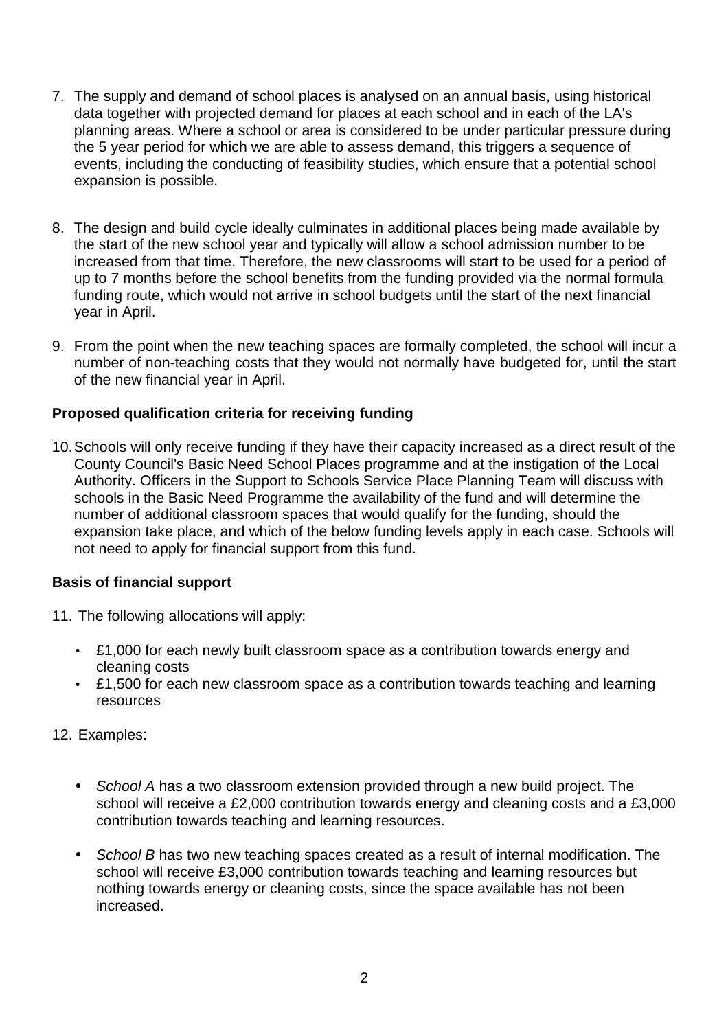7. The supply and demand of school places is analysed on an annual basis, using historical data together with projected demand for places at each school and in each of the LA's planning areas. Where a school or area is considered to be under particular pressure during the 5 year period for which we are able to assess demand, this triggers a sequence of events, including the conducting of feasibility studies, which ensure that a potential school expansion is possible.

8. The design and build cycle ideally culminates in additional places being made available by the start of the new school year and typically will allow a school admission number to be increased from that time. Therefore, the new classrooms will start to be used for a period of up to 7 months before the school benefits from the funding provided via the normal formula funding route, which would not arrive in school budgets until the start of the next financial year in April.

9. From the point when the new teaching spaces are formally completed, the school will incur a number of non-teaching costs that they would not normally have budgeted for, until the start of the new financial year in April.

**Proposed qualification criteria for receiving funding**

10. Schools will only receive funding if they have their capacity increased as a direct result of the County Council's Basic Need School Places programme and at the instigation of the Local Authority. Officers in the Support to Schools Service Place Planning Team will discuss with schools in the Basic Need Programme the availability of the fund and will determine the number of additional classroom spaces that would qualify for the funding, should the expansion take place, and which of the below funding levels apply in each case. Schools will not need to apply for financial support from this fund.

**Basis of financial support**

11. The following allocations will apply:

    - £1,000 for each newly built classroom space as a contribution towards energy and cleaning costs
    - £1,500 for each new classroom space as a contribution towards teaching and learning resources

12. Examples:

    - *School A* has a two classroom extension provided through a new build project. The school will receive a £2,000 contribution towards energy and cleaning costs and a £3,000 contribution towards teaching and learning resources.

    - *School B* has two new teaching spaces created as a result of internal modification. The school will receive £3,000 contribution towards teaching and learning resources but nothing towards energy or cleaning costs, since the space available has not been increased.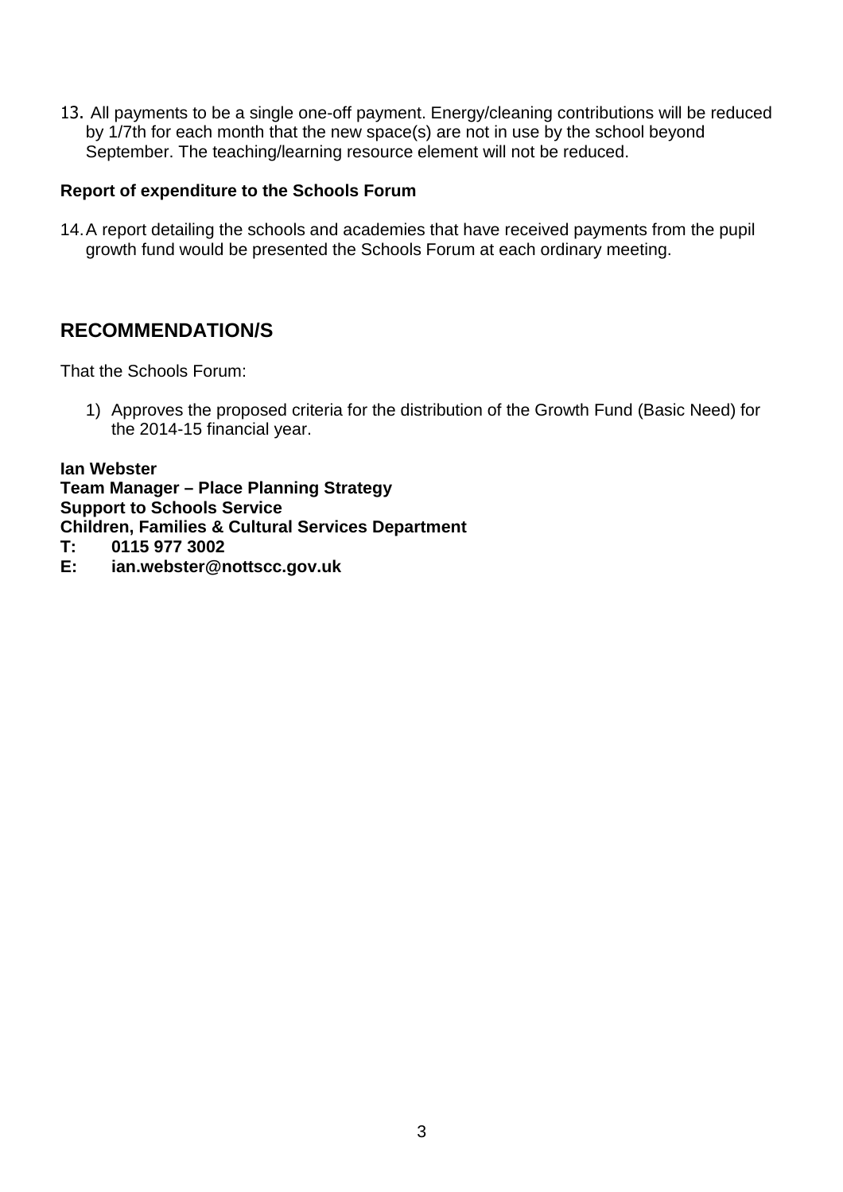13. All payments to be a single one-off payment. Energy/cleaning contributions will be reduced by 1/7th for each month that the new space(s) are not in use by the school beyond September. The teaching/learning resource element will not be reduced.

**Report of expenditure to the Schools Forum**

14. A report detailing the schools and academies that have received payments from the pupil growth fund would be presented the Schools Forum at each ordinary meeting.

## RECOMMENDATION/S

That the Schools Forum:

1) Approves the proposed criteria for the distribution of the Growth Fund (Basic Need) for the 2014-15 financial year.

**Ian Webster**
**Team Manager – Place Planning Strategy**
**Support to Schools Service**
**Children, Families & Cultural Services Department**
**T: 0115 977 3002**
**E: ian.webster@nottscc.gov.uk**